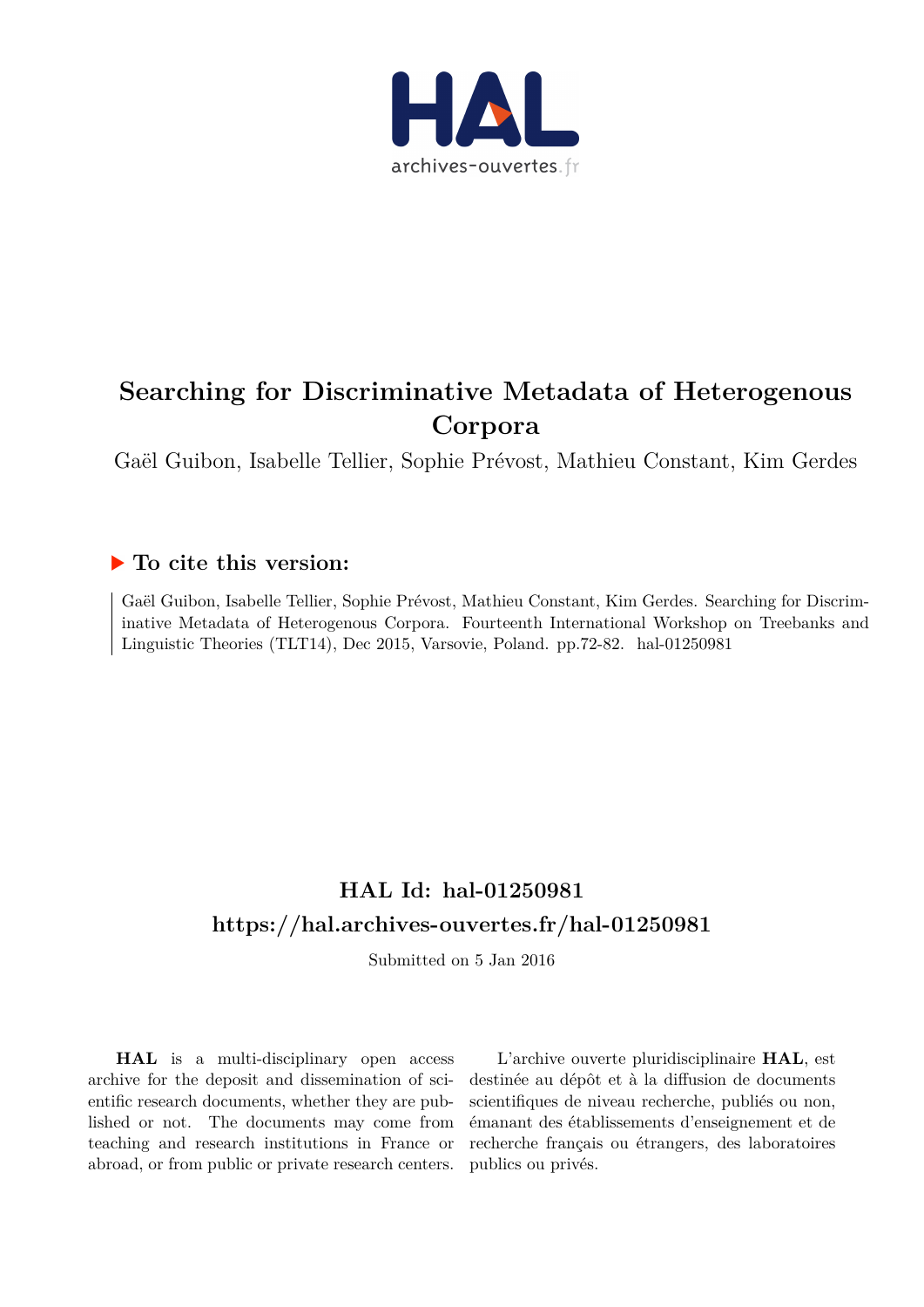# Searching for Discriminative Metadata of Heterogenous Corpora

Gaël Guibon, Isabelle Tellier, Sophie Prévost, Mathieu Constant, Kim Gerdes

## To cite this version:

Gaël Guibon, Isabelle Tellier, Sophie Prévost, Mathieu Constant, Kim Gerdes. Searching for Discriminative Metadata of Heterogenous Corpora. Fourteenth International Workshop on Treebanks and Linguistic Theories (TLT14), Dec 2015, Varsovie, Poland. pp.72-82. hal-01250981

## HAL Id: hal-01250981

## https://hal.archives-ouvertes.fr/hal-01250981

Submitted on 5 Jan 2016

**HAL** is a multi-disciplinary open access archive for the deposit and dissemination of scientific research documents, whether they are published or not. The documents may come from teaching and research institutions in France or abroad, or from public or private research centers.

L'archive ouverte pluridisciplinaire **HAL**, est destinée au dépôt et à la diffusion de documents scientifiques de niveau recherche, publiés ou non, émanant des établissements d'enseignement et de recherche français ou étrangers, des laboratoires publics ou privés.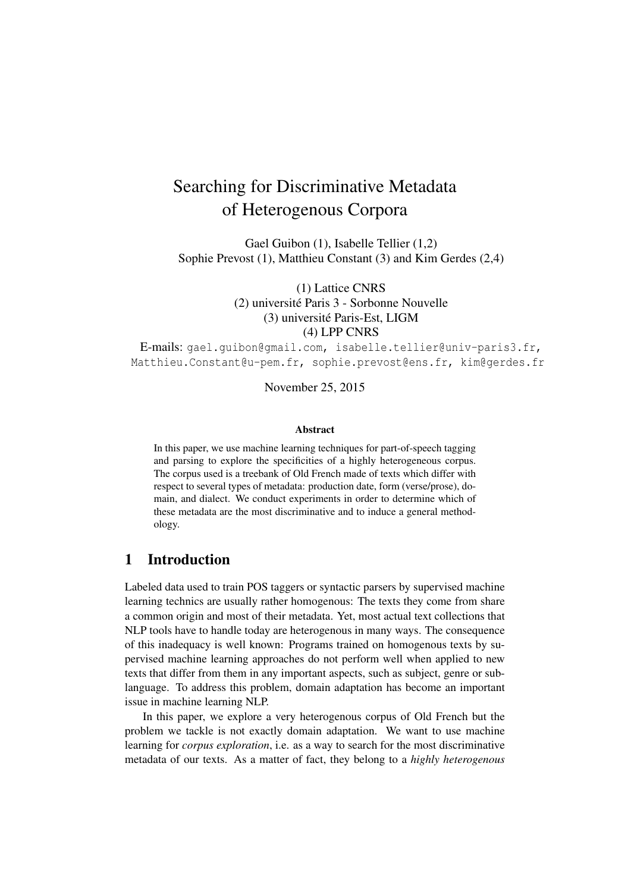# Searching for Discriminative Metadata of Heterogenous Corpora

Gael Guibon (1), Isabelle Tellier (1,2)
Sophie Prevost (1), Matthieu Constant (3) and Kim Gerdes (2,4)

(1) Lattice CNRS
(2) université Paris 3 - Sorbonne Nouvelle
(3) université Paris-Est, LIGM
(4) LPP CNRS

E-mails: gael.guibon@gmail.com, isabelle.tellier@univ-paris3.fr, Matthieu.Constant@u-pem.fr, sophie.prevost@ens.fr, kim@gerdes.fr

November 25, 2015

### Abstract

In this paper, we use machine learning techniques for part-of-speech tagging and parsing to explore the specificities of a highly heterogeneous corpus. The corpus used is a treebank of Old French made of texts which differ with respect to several types of metadata: production date, form (verse/prose), domain, and dialect. We conduct experiments in order to determine which of these metadata are the most discriminative and to induce a general methodology.

## 1 Introduction

Labeled data used to train POS taggers or syntactic parsers by supervised machine learning technics are usually rather homogenous: The texts they come from share a common origin and most of their metadata. Yet, most actual text collections that NLP tools have to handle today are heterogenous in many ways. The consequence of this inadequacy is well known: Programs trained on homogenous texts by supervised machine learning approaches do not perform well when applied to new texts that differ from them in any important aspects, such as subject, genre or sub-language. To address this problem, domain adaptation has become an important issue in machine learning NLP.

In this paper, we explore a very heterogenous corpus of Old French but the problem we tackle is not exactly domain adaptation. We want to use machine learning for *corpus exploration*, i.e. as a way to search for the most discriminative metadata of our texts. As a matter of fact, they belong to a *highly heterogenous*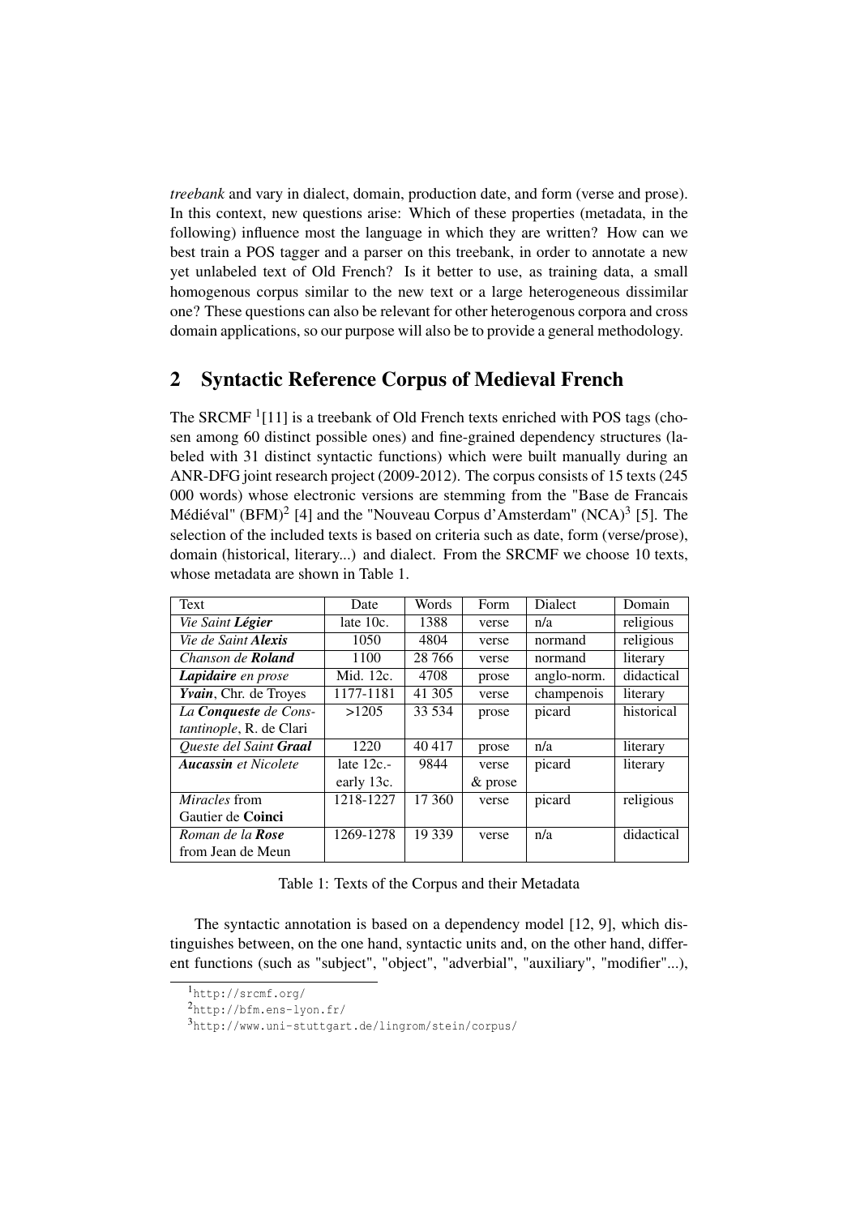*treebank* and vary in dialect, domain, production date, and form (verse and prose). In this context, new questions arise: Which of these properties (metadata, in the following) influence most the language in which they are written? How can we best train a POS tagger and a parser on this treebank, in order to annotate a new yet unlabeled text of Old French? Is it better to use, as training data, a small homogenous corpus similar to the new text or a large heterogeneous dissimilar one? These questions can also be relevant for other heterogenous corpora and cross domain applications, so our purpose will also be to provide a general methodology.

## 2 Syntactic Reference Corpus of Medieval French

The SRCMF [1][11] is a treebank of Old French texts enriched with POS tags (chosen among 60 distinct possible ones) and fine-grained dependency structures (labeled with 31 distinct syntactic functions) which were built manually during an ANR-DFG joint research project (2009-2012). The corpus consists of 15 texts (245 000 words) whose electronic versions are stemming from the "Base de Francais Médiéval" (BFM)[2] [4] and the "Nouveau Corpus d'Amsterdam" (NCA)[3] [5]. The selection of the included texts is based on criteria such as date, form (verse/prose), domain (historical, literary...) and dialect. From the SRCMF we choose 10 texts, whose metadata are shown in Table 1.

| Text | Date | Words | Form | Dialect | Domain |
|---|---|---|---|---|---|
| *Vie Saint **Légier*** | late 10c. | 1388 | verse | n/a | religious |
| *Vie de Saint **Alexis*** | 1050 | 4804 | verse | normand | religious |
| *Chanson de **Roland*** | 1100 | 28 766 | verse | normand | literary |
| ***Lapidaire** en prose* | Mid. 12c. | 4708 | prose | anglo-norm. | didactical |
| ***Yvain***, Chr. de Troyes | 1177-1181 | 41 305 | verse | champenois | literary |
| *La **Conqueste** de Constantinople*, R. de Clari | >1205 | 33 534 | prose | picard | historical |
| *Queste del Saint **Graal*** | 1220 | 40 417 | prose | n/a | literary |
| ***Aucassin** et Nicolete* | late 12c.-early 13c. | 9844 | verse & prose | picard | literary |
| *Miracles* from Gautier de **Coinci** | 1218-1227 | 17 360 | verse | picard | religious |
| *Roman de la **Rose*** from Jean de Meun | 1269-1278 | 19 339 | verse | n/a | didactical |

Table 1: Texts of the Corpus and their Metadata

The syntactic annotation is based on a dependency model [12, 9], which distinguishes between, on the one hand, syntactic units and, on the other hand, different functions (such as "subject", "object", "adverbial", "auxiliary", "modifier"...),

[1] http://srcmf.org/

[2] http://bfm.ens-lyon.fr/

[3] http://www.uni-stuttgart.de/lingrom/stein/corpus/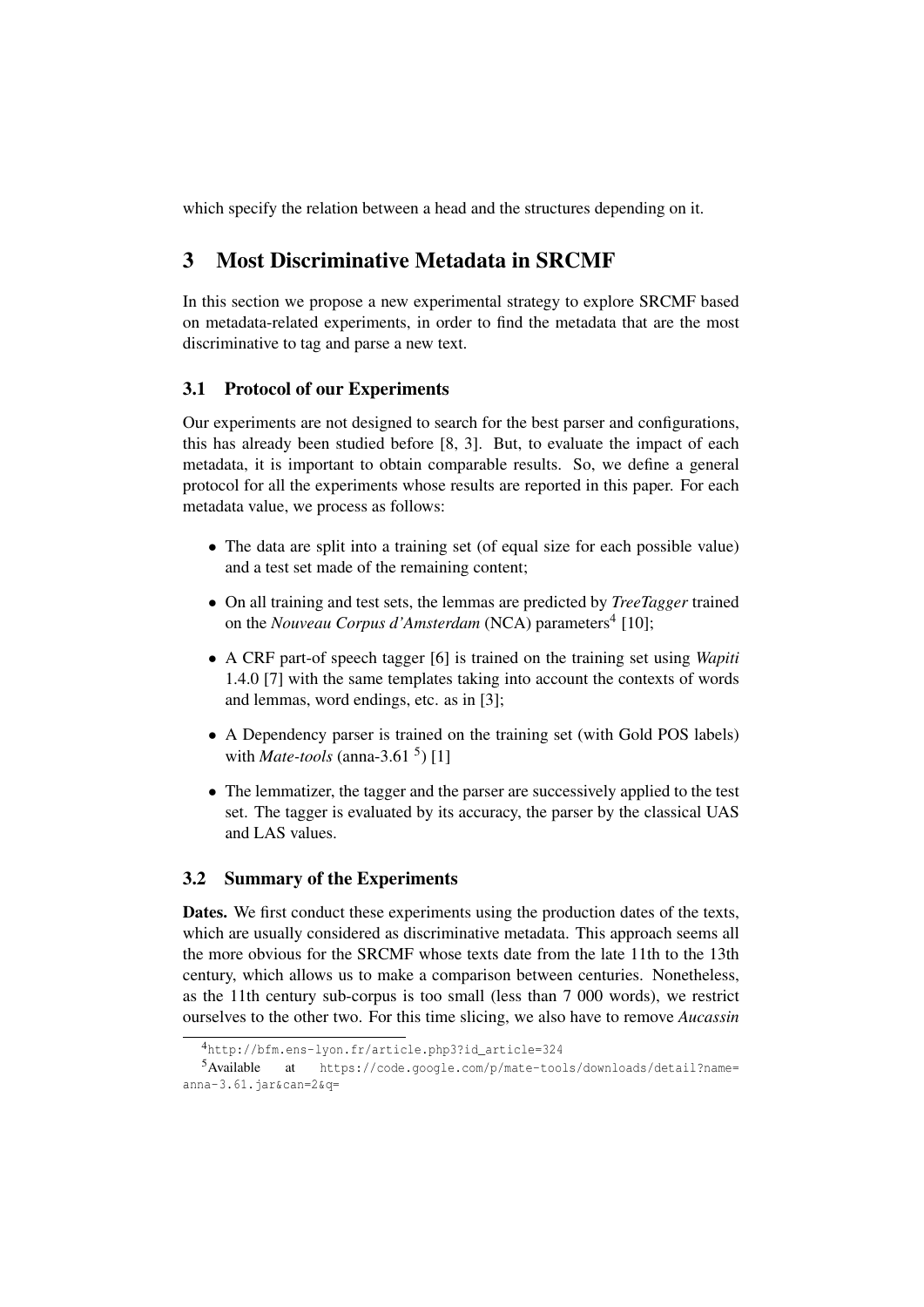which specify the relation between a head and the structures depending on it.

## 3 Most Discriminative Metadata in SRCMF

In this section we propose a new experimental strategy to explore SRCMF based on metadata-related experiments, in order to find the metadata that are the most discriminative to tag and parse a new text.

### 3.1 Protocol of our Experiments

Our experiments are not designed to search for the best parser and configurations, this has already been studied before [8, 3]. But, to evaluate the impact of each metadata, it is important to obtain comparable results. So, we define a general protocol for all the experiments whose results are reported in this paper. For each metadata value, we process as follows:

- The data are split into a training set (of equal size for each possible value) and a test set made of the remaining content;
- On all training and test sets, the lemmas are predicted by *TreeTagger* trained on the *Nouveau Corpus d'Amsterdam* (NCA) parameters[4] [10];
- A CRF part-of speech tagger [6] is trained on the training set using *Wapiti* 1.4.0 [7] with the same templates taking into account the contexts of words and lemmas, word endings, etc. as in [3];
- A Dependency parser is trained on the training set (with Gold POS labels) with *Mate-tools* (anna-3.61 [5]) [1]
- The lemmatizer, the tagger and the parser are successively applied to the test set. The tagger is evaluated by its accuracy, the parser by the classical UAS and LAS values.

### 3.2 Summary of the Experiments

**Dates.** We first conduct these experiments using the production dates of the texts, which are usually considered as discriminative metadata. This approach seems all the more obvious for the SRCMF whose texts date from the late 11th to the 13th century, which allows us to make a comparison between centuries. Nonetheless, as the 11th century sub-corpus is too small (less than 7 000 words), we restrict ourselves to the other two. For this time slicing, we also have to remove *Aucassin*

[4] http://bfm.ens-lyon.fr/article.php3?id_article=324

[5] Available at https://code.google.com/p/mate-tools/downloads/detail?name=anna-3.61.jar&can=2&q=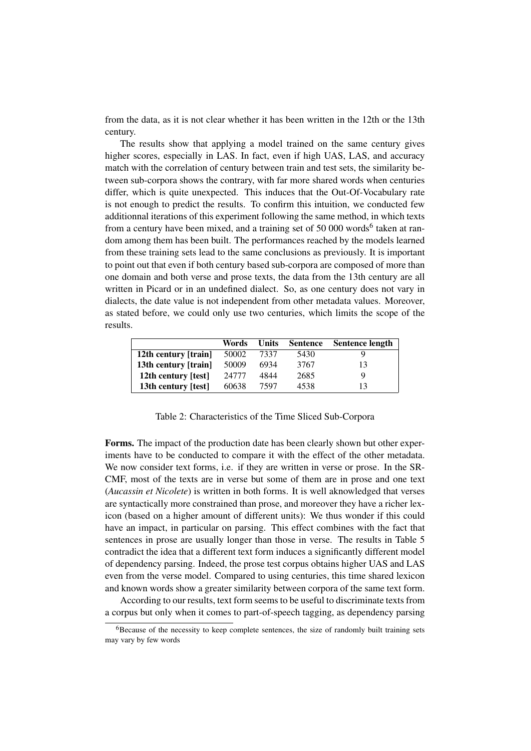from the data, as it is not clear whether it has been written in the 12th or the 13th century.

The results show that applying a model trained on the same century gives higher scores, especially in LAS. In fact, even if high UAS, LAS, and accuracy match with the correlation of century between train and test sets, the similarity between sub-corpora shows the contrary, with far more shared words when centuries differ, which is quite unexpected. This induces that the Out-Of-Vocabulary rate is not enough to predict the results. To confirm this intuition, we conducted few additionnal iterations of this experiment following the same method, in which texts from a century have been mixed, and a training set of 50 000 words[6] taken at random among them has been built. The performances reached by the models learned from these training sets lead to the same conclusions as previously. It is important to point out that even if both century based sub-corpora are composed of more than one domain and both verse and prose texts, the data from the 13th century are all written in Picard or in an undefined dialect. So, as one century does not vary in dialects, the date value is not independent from other metadata values. Moreover, as stated before, we could only use two centuries, which limits the scope of the results.

| | Words | Units | Sentence | Sentence length |
|---|---|---|---|---|
| **12th century [train]** | 50002 | 7337 | 5430 | 9 |
| **13th century [train]** | 50009 | 6934 | 3767 | 13 |
| **12th century [test]** | 24777 | 4844 | 2685 | 9 |
| **13th century [test]** | 60638 | 7597 | 4538 | 13 |

Table 2: Characteristics of the Time Sliced Sub-Corpora

**Forms.** The impact of the production date has been clearly shown but other experiments have to be conducted to compare it with the effect of the other metadata. We now consider text forms, i.e. if they are written in verse or prose. In the SR-CMF, most of the texts are in verse but some of them are in prose and one text (*Aucassin et Nicolete*) is written in both forms. It is well aknowledged that verses are syntactically more constrained than prose, and moreover they have a richer lexicon (based on a higher amount of different units): We thus wonder if this could have an impact, in particular on parsing. This effect combines with the fact that sentences in prose are usually longer than those in verse. The results in Table 5 contradict the idea that a different text form induces a significantly different model of dependency parsing. Indeed, the prose test corpus obtains higher UAS and LAS even from the verse model. Compared to using centuries, this time shared lexicon and known words show a greater similarity between corpora of the same text form.

According to our results, text form seems to be useful to discriminate texts from a corpus but only when it comes to part-of-speech tagging, as dependency parsing

[6]Because of the necessity to keep complete sentences, the size of randomly built training sets may vary by few words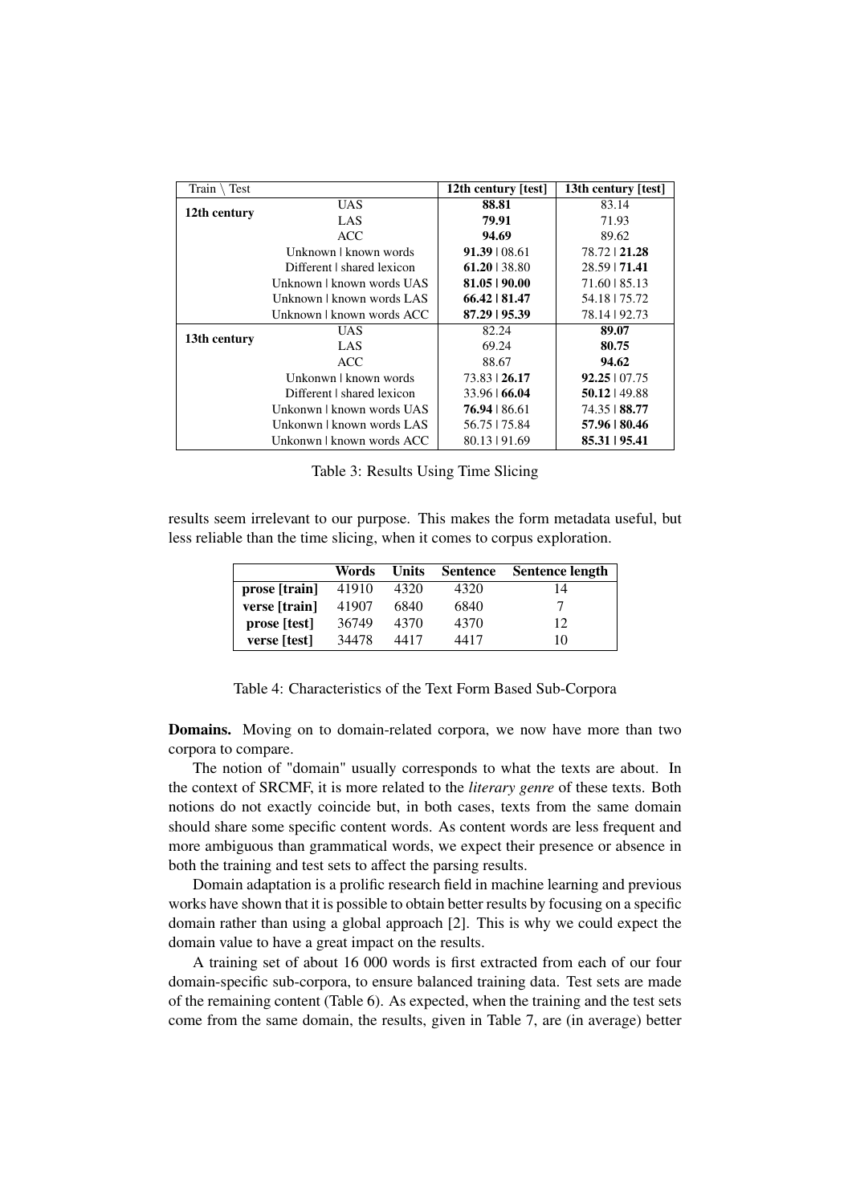| Train \ Test | | 12th century [test] | 13th century [test] |
|---|---|---|---|
| **12th century** | UAS | **88.81** | 83.14 |
| | LAS | **79.91** | 71.93 |
| | ACC | **94.69** | 89.62 |
| | Unkonwn \| known words | **91.39** \| 08.61 | 78.72 \| **21.28** |
| | Different \| shared lexicon | **61.20** \| 38.80 | 28.59 \| **71.41** |
| | Unknown \| known words UAS | **81.05 \| 90.00** | 71.60 \| 85.13 |
| | Unknown \| known words LAS | **66.42 \| 81.47** | 54.18 \| 75.72 |
| | Unknown \| known words ACC | **87.29 \| 95.39** | 78.14 \| 92.73 |
| **13th century** | UAS | 82.24 | **89.07** |
| | LAS | 69.24 | **80.75** |
| | ACC | 88.67 | **94.62** |
| | Unkonwn \| known words | 73.83 \| **26.17** | **92.25** \| 07.75 |
| | Different \| shared lexicon | 33.96 \| **66.04** | **50.12** \| 49.88 |
| | Unkonwn \| known words UAS | **76.94** \| 86.61 | 74.35 \| **88.77** |
| | Unkonwn \| known words LAS | 56.75 \| 75.84 | **57.96 \| 80.46** |
| | Unkonwn \| known words ACC | 80.13 \| 91.69 | **85.31 \| 95.41** |

Table 3: Results Using Time Slicing

results seem irrelevant to our purpose. This makes the form metadata useful, but less reliable than the time slicing, when it comes to corpus exploration.

| | Words | Units | Sentence | Sentence length |
|---|---|---|---|---|
| **prose [train]** | 41910 | 4320 | 4320 | 14 |
| **verse [train]** | 41907 | 6840 | 6840 | 7 |
| **prose [test]** | 36749 | 4370 | 4370 | 12 |
| **verse [test]** | 34478 | 4417 | 4417 | 10 |

Table 4: Characteristics of the Text Form Based Sub-Corpora

**Domains.** Moving on to domain-related corpora, we now have more than two corpora to compare.

The notion of "domain" usually corresponds to what the texts are about. In the context of SRCMF, it is more related to the *literary genre* of these texts. Both notions do not exactly coincide but, in both cases, texts from the same domain should share some specific content words. As content words are less frequent and more ambiguous than grammatical words, we expect their presence or absence in both the training and test sets to affect the parsing results.

Domain adaptation is a prolific research field in machine learning and previous works have shown that it is possible to obtain better results by focusing on a specific domain rather than using a global approach [2]. This is why we could expect the domain value to have a great impact on the results.

A training set of about 16 000 words is first extracted from each of our four domain-specific sub-corpora, to ensure balanced training data. Test sets are made of the remaining content (Table 6). As expected, when the training and the test sets come from the same domain, the results, given in Table 7, are (in average) better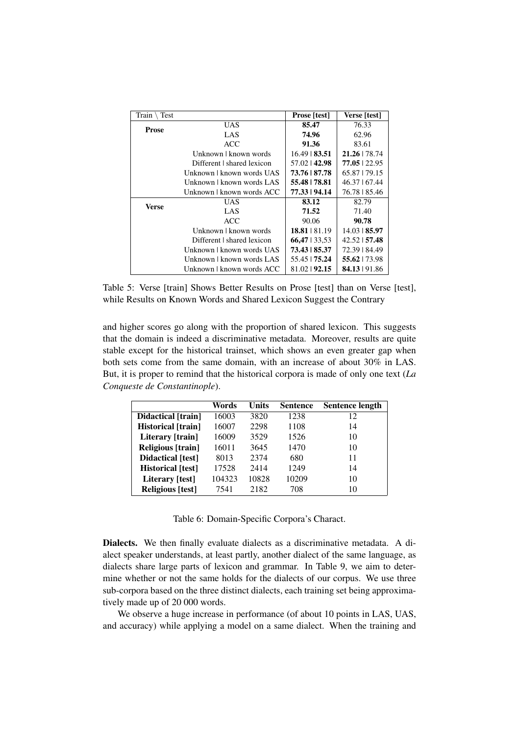| Train \ Test | | Prose [test] | Verse [test] |
|---|---|---|---|
| **Prose** | UAS | **85.47** | 76.33 |
| | LAS | **74.96** | 62.96 |
| | ACC | **91.36** | 83.61 |
| | Unknown \| known words | 16.49 \| **83.51** | **21.26** \| 78.74 |
| | Different \| shared lexicon | 57.02 \| **42.98** | **77.05** \| 22.95 |
| | Unknown \| known words UAS | **73.76** \| **87.78** | 65.87 \| 79.15 |
| | Unknown \| known words LAS | **55.48** \| **78.81** | 46.37 \| 67.44 |
| | Unknown \| known words ACC | **77.33** \| **94.14** | 76.78 \| 85.46 |
| **Verse** | UAS | **83.12** | 82.79 |
| | LAS | **71.52** | 71.40 |
| | ACC | 90.06 | **90.78** |
| | Unknown \| known words | **18.81** \| 81.19 | 14.03 \| **85.97** |
| | Different \| shared lexicon | **66,47** \| 33,53 | 42.52 \| **57.48** |
| | Unknown \| known words UAS | **73.43** \| **85.37** | 72.39 \| 84.49 |
| | Unknown \| known words LAS | 55.45 \| **75.24** | **55.62** \| 73.98 |
| | Unknown \| known words ACC | 81.02 \| **92.15** | **84.13** \| 91.86 |

Table 5: Verse [train] Shows Better Results on Prose [test] than on Verse [test], while Results on Known Words and Shared Lexicon Suggest the Contrary

and higher scores go along with the proportion of shared lexicon. This suggests that the domain is indeed a discriminative metadata. Moreover, results are quite stable except for the historical trainset, which shows an even greater gap when both sets come from the same domain, with an increase of about 30% in LAS. But, it is proper to remind that the historical corpora is made of only one text (*La Conqueste de Constantinople*).

| | Words | Units | Sentence | Sentence length |
|---|---|---|---|---|
| **Didactical [train]** | 16003 | 3820 | 1238 | 12 |
| **Historical [train]** | 16007 | 2298 | 1108 | 14 |
| **Literary [train]** | 16009 | 3529 | 1526 | 10 |
| **Religious [train]** | 16011 | 3645 | 1470 | 10 |
| **Didactical [test]** | 8013 | 2374 | 680 | 11 |
| **Historical [test]** | 17528 | 2414 | 1249 | 14 |
| **Literary [test]** | 104323 | 10828 | 10209 | 10 |
| **Religious [test]** | 7541 | 2182 | 708 | 10 |

Table 6: Domain-Specific Corpora's Charact.

**Dialects.** We then finally evaluate dialects as a discriminative metadata. A dialect speaker understands, at least partly, another dialect of the same language, as dialects share large parts of lexicon and grammar. In Table 9, we aim to determine whether or not the same holds for the dialects of our corpus. We use three sub-corpora based on the three distinct dialects, each training set being approximatively made up of 20 000 words.

We observe a huge increase in performance (of about 10 points in LAS, UAS, and accuracy) while applying a model on a same dialect. When the training and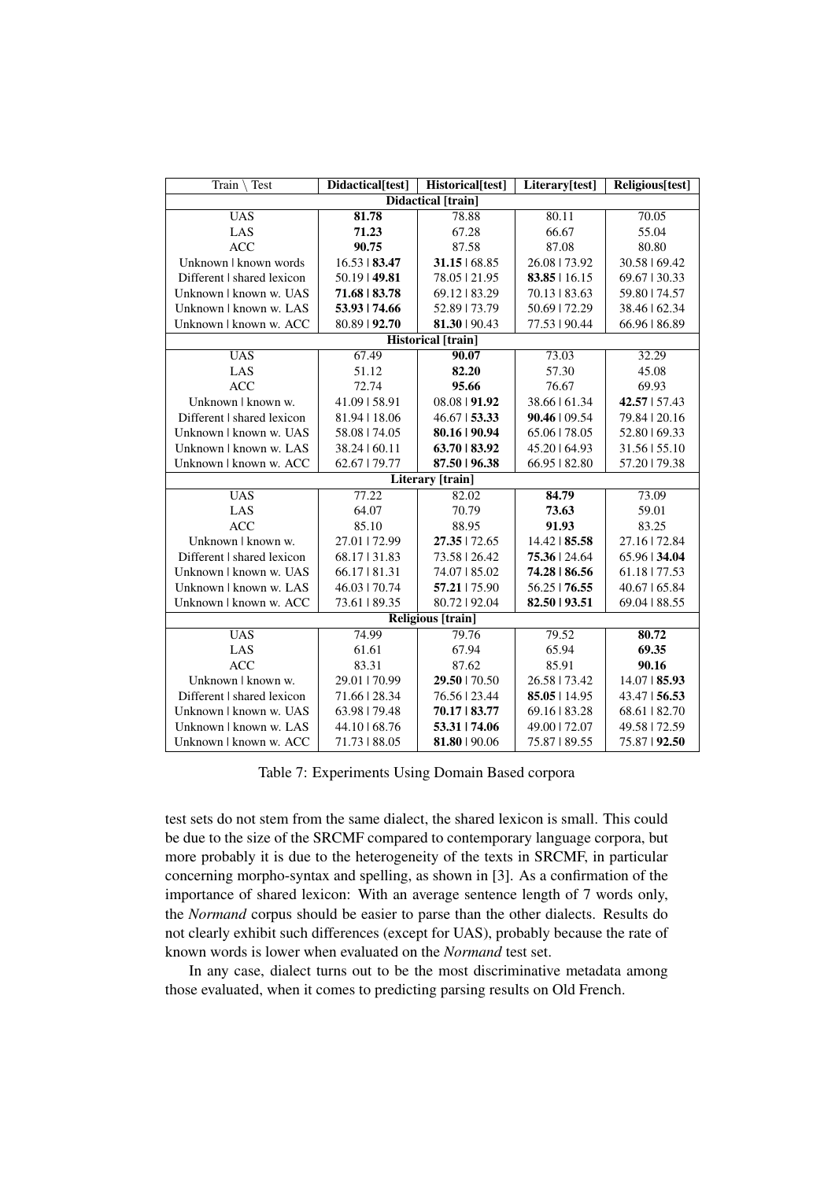| Train \ Test | Didactical[test] | Historical[test] | Literary[test] | Religious[test] |
|---|---|---|---|---|
| **Didactical [train]** | | | | |
| UAS | **81.78** | 78.88 | 80.11 | 70.05 |
| LAS | **71.23** | 67.28 | 66.67 | 55.04 |
| ACC | **90.75** | 87.58 | 87.08 | 80.80 |
| Unknown ǀ known words | 16.53 ǀ **83.47** | **31.15** ǀ 68.85 | 26.08 ǀ 73.92 | 30.58 ǀ 69.42 |
| Different ǀ shared lexicon | 50.19 ǀ **49.81** | 78.05 ǀ 21.95 | **83.85** ǀ 16.15 | 69.67 ǀ 30.33 |
| Unknown ǀ known w. UAS | **71.68** ǀ **83.78** | 69.12 ǀ 83.29 | 70.13 ǀ 83.63 | 59.80 ǀ 74.57 |
| Unknown ǀ known w. LAS | **53.93** ǀ **74.66** | 52.89 ǀ 73.79 | 50.69 ǀ 72.29 | 38.46 ǀ 62.34 |
| Unknown ǀ known w. ACC | 80.89 ǀ **92.70** | **81.30** ǀ 90.43 | 77.53 ǀ 90.44 | 66.96 ǀ 86.89 |
| **Historical [train]** | | | | |
| UAS | 67.49 | **90.07** | 73.03 | 32.29 |
| LAS | 51.12 | **82.20** | 57.30 | 45.08 |
| ACC | 72.74 | **95.66** | 76.67 | 69.93 |
| Unknown ǀ known w. | 41.09 ǀ 58.91 | 08.08 ǀ **91.92** | 38.66 ǀ 61.34 | **42.57** ǀ 57.43 |
| Different ǀ shared lexicon | 81.94 ǀ 18.06 | 46.67 ǀ **53.33** | **90.46** ǀ 09.54 | 79.84 ǀ 20.16 |
| Unknown ǀ known w. UAS | 58.08 ǀ 74.05 | **80.16** ǀ **90.94** | 65.06 ǀ 78.05 | 52.80 ǀ 69.33 |
| Unknown ǀ known w. LAS | 38.24 ǀ 60.11 | **63.70** ǀ **83.92** | 45.20 ǀ 64.93 | 31.56 ǀ 55.10 |
| Unknown ǀ known w. ACC | 62.67 ǀ 79.77 | **87.50** ǀ **96.38** | 66.95 ǀ 82.80 | 57.20 ǀ 79.38 |
| **Literary [train]** | | | | |
| UAS | 77.22 | 82.02 | **84.79** | 73.09 |
| LAS | 64.07 | 70.79 | **73.63** | 59.01 |
| ACC | 85.10 | 88.95 | **91.93** | 83.25 |
| Unknown ǀ known w. | 27.01 ǀ 72.99 | **27.35** ǀ 72.65 | 14.42 ǀ **85.58** | 27.16 ǀ 72.84 |
| Different ǀ shared lexicon | 68.17 ǀ 31.83 | 73.58 ǀ 26.42 | **75.36** ǀ 24.64 | 65.96 ǀ **34.04** |
| Unknown ǀ known w. UAS | 66.17 ǀ 81.31 | 74.07 ǀ 85.02 | **74.28** ǀ **86.56** | 61.18 ǀ 77.53 |
| Unknown ǀ known w. LAS | 46.03 ǀ 70.74 | **57.21** ǀ 75.90 | 56.25 ǀ **76.55** | 40.67 ǀ 65.84 |
| Unknown ǀ known w. ACC | 73.61 ǀ 89.35 | 80.72 ǀ 92.04 | **82.50** ǀ **93.51** | 69.04 ǀ 88.55 |
| **Religious [train]** | | | | |
| UAS | 74.99 | 79.76 | 79.52 | **80.72** |
| LAS | 61.61 | 67.94 | 65.94 | **69.35** |
| ACC | 83.31 | 87.62 | 85.91 | **90.16** |
| Unknown ǀ known w. | 29.01 ǀ 70.99 | **29.50** ǀ 70.50 | 26.58 ǀ 73.42 | 14.07 ǀ **85.93** |
| Different ǀ shared lexicon | 71.66 ǀ 28.34 | 76.56 ǀ 23.44 | **85.05** ǀ 14.95 | 43.47 ǀ **56.53** |
| Unknown ǀ known w. UAS | 63.98 ǀ 79.48 | **70.17** ǀ **83.77** | 69.16 ǀ 83.28 | 68.61 ǀ 82.70 |
| Unknown ǀ known w. LAS | 44.10 ǀ 68.76 | **53.31** ǀ **74.06** | 49.00 ǀ 72.07 | 49.58 ǀ 72.59 |
| Unknown ǀ known w. ACC | 71.73 ǀ 88.05 | **81.80** ǀ 90.06 | 75.87 ǀ 89.55 | 75.87 ǀ **92.50** |

Table 7: Experiments Using Domain Based corpora

test sets do not stem from the same dialect, the shared lexicon is small. This could be due to the size of the SRCMF compared to contemporary language corpora, but more probably it is due to the heterogeneity of the texts in SRCMF, in particular concerning morpho-syntax and spelling, as shown in [3]. As a confirmation of the importance of shared lexicon: With an average sentence length of 7 words only, the *Normand* corpus should be easier to parse than the other dialects. Results do not clearly exhibit such differences (except for UAS), probably because the rate of known words is lower when evaluated on the *Normand* test set.

In any case, dialect turns out to be the most discriminative metadata among those evaluated, when it comes to predicting parsing results on Old French.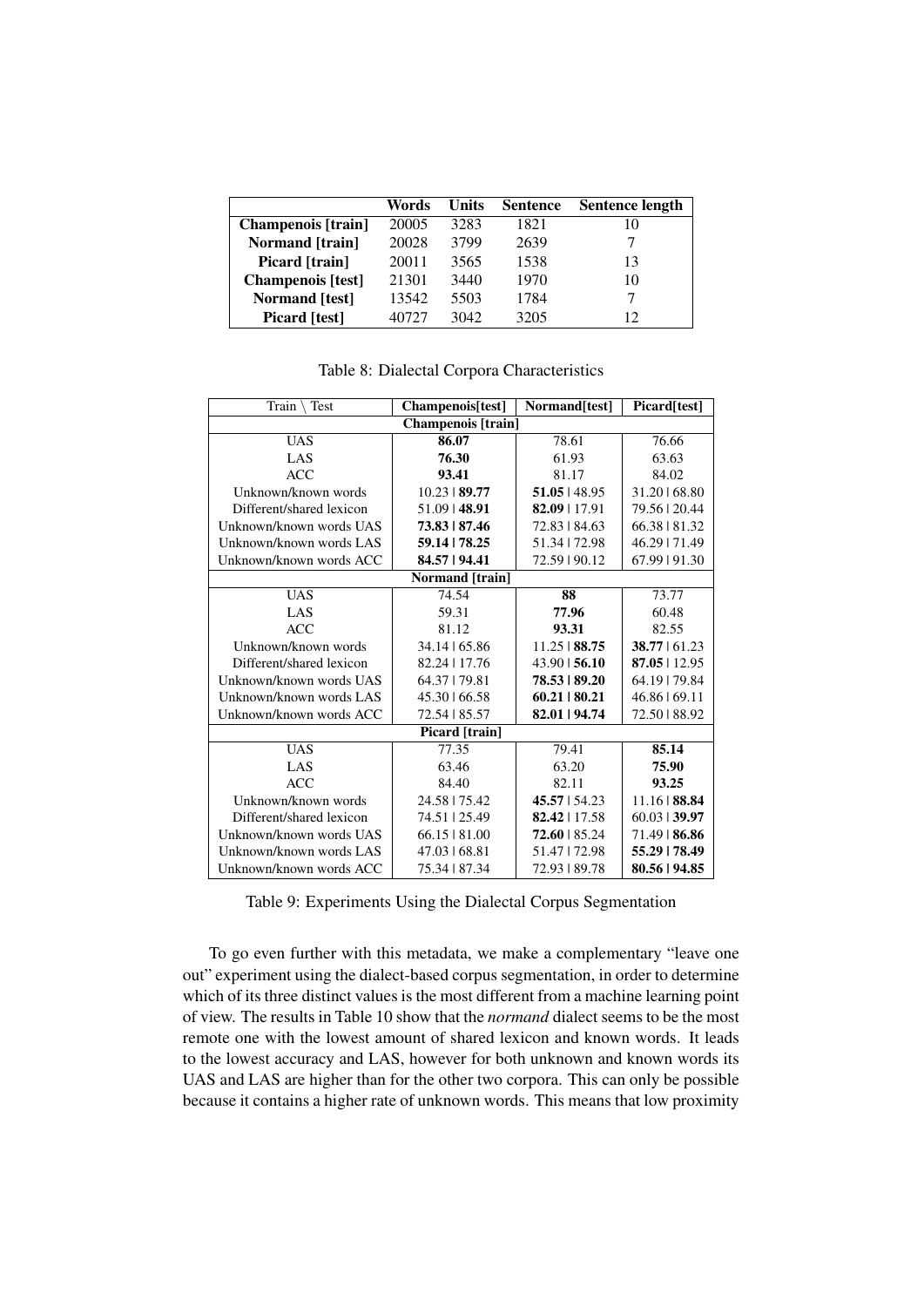|  | **Words** | **Units** | **Sentence** | **Sentence length** |
|---|---|---|---|---|
| **Champenois [train]** | 20005 | 3283 | 1821 | 10 |
| **Normand [train]** | 20028 | 3799 | 2639 | 7 |
| **Picard [train]** | 20011 | 3565 | 1538 | 13 |
| **Champenois [test]** | 21301 | 3440 | 1970 | 10 |
| **Normand [test]** | 13542 | 5503 | 1784 | 7 |
| **Picard [test]** | 40727 | 3042 | 3205 | 12 |

Table 8: Dialectal Corpora Characteristics

| Train \ Test | **Champenois[test]** | **Normand[test]** | **Picard[test]** |
|---|---|---|---|
| **Champenois [train]** | | | |
| UAS | **86.07** | 78.61 | 76.66 |
| LAS | **76.30** | 61.93 | 63.63 |
| ACC | **93.41** | 81.17 | 84.02 |
| Unknown/known words | 10.23 \| **89.77** | **51.05** \| 48.95 | 31.20 \| 68.80 |
| Different/shared lexicon | 51.09 \| **48.91** | **82.09** \| 17.91 | 79.56 \| 20.44 |
| Unknown/known words UAS | **73.83 \| 87.46** | 72.83 \| 84.63 | 66.38 \| 81.32 |
| Unknown/known words LAS | **59.14 \| 78.25** | 51.34 \| 72.98 | 46.29 \| 71.49 |
| Unknown/known words ACC | **84.57 \| 94.41** | 72.59 \| 90.12 | 67.99 \| 91.30 |
| **Normand [train]** | | | |
| UAS | 74.54 | **88** | 73.77 |
| LAS | 59.31 | **77.96** | 60.48 |
| ACC | 81.12 | **93.31** | 82.55 |
| Unknown/known words | 34.14 \| 65.86 | 11.25 \| **88.75** | **38.77** \| 61.23 |
| Different/shared lexicon | 82.24 \| 17.76 | 43.90 \| **56.10** | **87.05** \| 12.95 |
| Unknown/known words UAS | 64.37 \| 79.81 | **78.53 \| 89.20** | 64.19 \| 79.84 |
| Unknown/known words LAS | 45.30 \| 66.58 | **60.21 \| 80.21** | 46.86 \| 69.11 |
| Unknown/known words ACC | 72.54 \| 85.57 | **82.01 \| 94.74** | 72.50 \| 88.92 |
| **Picard [train]** | | | |
| UAS | 77.35 | 79.41 | **85.14** |
| LAS | 63.46 | 63.20 | **75.90** |
| ACC | 84.40 | 82.11 | **93.25** |
| Unknown/known words | 24.58 \| 75.42 | **45.57** \| 54.23 | 11.16 \| **88.84** |
| Different/shared lexicon | 74.51 \| 25.49 | **82.42** \| 17.58 | 60.03 \| **39.97** |
| Unknown/known words UAS | 66.15 \| 81.00 | **72.60** \| 85.24 | 71.49 \| **86.86** |
| Unknown/known words LAS | 47.03 \| 68.81 | 51.47 \| 72.98 | **55.29 \| 78.49** |
| Unknown/known words ACC | 75.34 \| 87.34 | 72.93 \| 89.78 | **80.56 \| 94.85** |

Table 9: Experiments Using the Dialectal Corpus Segmentation

To go even further with this metadata, we make a complementary "leave one out" experiment using the dialect-based corpus segmentation, in order to determine which of its three distinct values is the most different from a machine learning point of view. The results in Table 10 show that the *normand* dialect seems to be the most remote one with the lowest amount of shared lexicon and known words. It leads to the lowest accuracy and LAS, however for both unknown and known words its UAS and LAS are higher than for the other two corpora. This can only be possible because it contains a higher rate of unknown words. This means that low proximity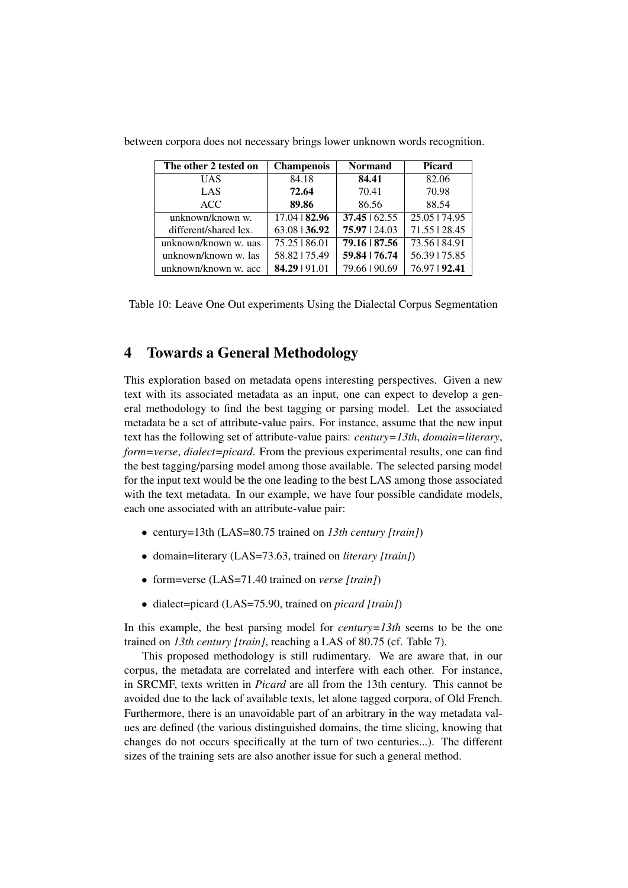between corpora does not necessary brings lower unknown words recognition.

| The other 2 tested on | Champenois | Normand | Picard |
|---|---|---|---|
| UAS | 84.18 | **84.41** | 82.06 |
| LAS | **72.64** | 70.41 | 70.98 |
| ACC | **89.86** | 86.56 | 88.54 |
| unknown/known w. | 17.04 \| **82.96** | **37.45** \| 62.55 | 25.05 \| 74.95 |
| different/shared lex. | 63.08 \| **36.92** | **75.97** \| 24.03 | 71.55 \| 28.45 |
| unknown/known w. uas | 75.25 \| 86.01 | **79.16** \| **87.56** | 73.56 \| 84.91 |
| unknown/known w. las | 58.82 \| 75.49 | **59.84** \| **76.74** | 56.39 \| 75.85 |
| unknown/known w. acc | **84.29** \| 91.01 | 79.66 \| 90.69 | 76.97 \| **92.41** |

Table 10: Leave One Out experiments Using the Dialectal Corpus Segmentation

## 4 Towards a General Methodology

This exploration based on metadata opens interesting perspectives. Given a new text with its associated metadata as an input, one can expect to develop a general methodology to find the best tagging or parsing model. Let the associated metadata be a set of attribute-value pairs. For instance, assume that the new input text has the following set of attribute-value pairs: *century=13th*, *domain=literary*, *form=verse*, *dialect=picard*. From the previous experimental results, one can find the best tagging/parsing model among those available. The selected parsing model for the input text would be the one leading to the best LAS among those associated with the text metadata. In our example, we have four possible candidate models, each one associated with an attribute-value pair:

- century=13th (LAS=80.75 trained on *13th century [train]*)
- domain=literary (LAS=73.63, trained on *literary [train]*)
- form=verse (LAS=71.40 trained on *verse [train]*)
- dialect=picard (LAS=75.90, trained on *picard [train]*)

In this example, the best parsing model for *century=13th* seems to be the one trained on *13th century [train]*, reaching a LAS of 80.75 (cf. Table 7).

This proposed methodology is still rudimentary. We are aware that, in our corpus, the metadata are correlated and interfere with each other. For instance, in SRCMF, texts written in *Picard* are all from the 13th century. This cannot be avoided due to the lack of available texts, let alone tagged corpora, of Old French. Furthermore, there is an unavoidable part of an arbitrary in the way metadata values are defined (the various distinguished domains, the time slicing, knowing that changes do not occurs specifically at the turn of two centuries...). The different sizes of the training sets are also another issue for such a general method.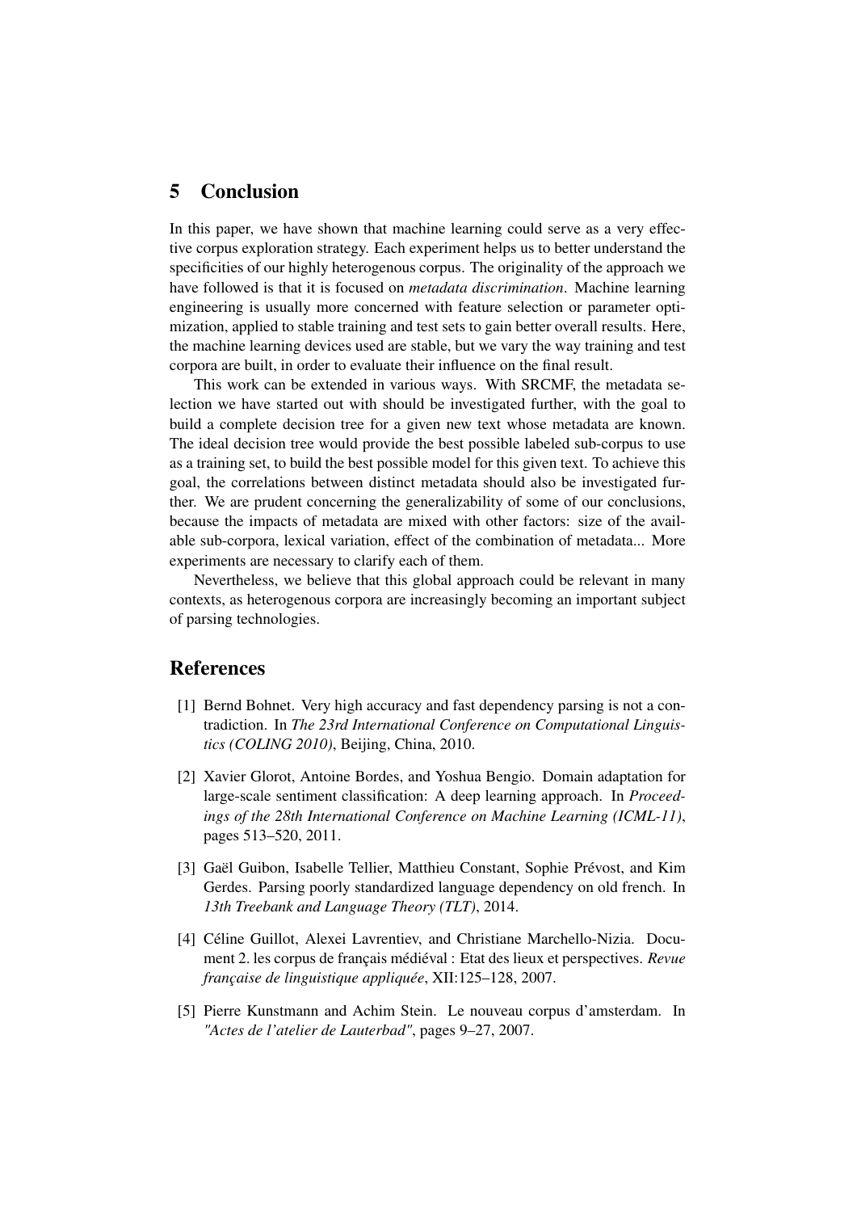## 5 Conclusion

In this paper, we have shown that machine learning could serve as a very effective corpus exploration strategy. Each experiment helps us to better understand the specificities of our highly heterogenous corpus. The originality of the approach we have followed is that it is focused on *metadata discrimination*. Machine learning engineering is usually more concerned with feature selection or parameter optimization, applied to stable training and test sets to gain better overall results. Here, the machine learning devices used are stable, but we vary the way training and test corpora are built, in order to evaluate their influence on the final result.

This work can be extended in various ways. With SRCMF, the metadata selection we have started out with should be investigated further, with the goal to build a complete decision tree for a given new text whose metadata are known. The ideal decision tree would provide the best possible labeled sub-corpus to use as a training set, to build the best possible model for this given text. To achieve this goal, the correlations between distinct metadata should also be investigated further. We are prudent concerning the generalizability of some of our conclusions, because the impacts of metadata are mixed with other factors: size of the available sub-corpora, lexical variation, effect of the combination of metadata... More experiments are necessary to clarify each of them.

Nevertheless, we believe that this global approach could be relevant in many contexts, as heterogenous corpora are increasingly becoming an important subject of parsing technologies.

## References

[1] Bernd Bohnet. Very high accuracy and fast dependency parsing is not a contradiction. In *The 23rd International Conference on Computational Linguistics (COLING 2010)*, Beijing, China, 2010.

[2] Xavier Glorot, Antoine Bordes, and Yoshua Bengio. Domain adaptation for large-scale sentiment classification: A deep learning approach. In *Proceedings of the 28th International Conference on Machine Learning (ICML-11)*, pages 513–520, 2011.

[3] Gaël Guibon, Isabelle Tellier, Matthieu Constant, Sophie Prévost, and Kim Gerdes. Parsing poorly standardized language dependency on old french. In *13th Treebank and Language Theory (TLT)*, 2014.

[4] Céline Guillot, Alexei Lavrentiev, and Christiane Marchello-Nizia. Document 2. les corpus de français médiéval : Etat des lieux et perspectives. *Revue française de linguistique appliquée*, XII:125–128, 2007.

[5] Pierre Kunstmann and Achim Stein. Le nouveau corpus d'amsterdam. In *"Actes de l'atelier de Lauterbad"*, pages 9–27, 2007.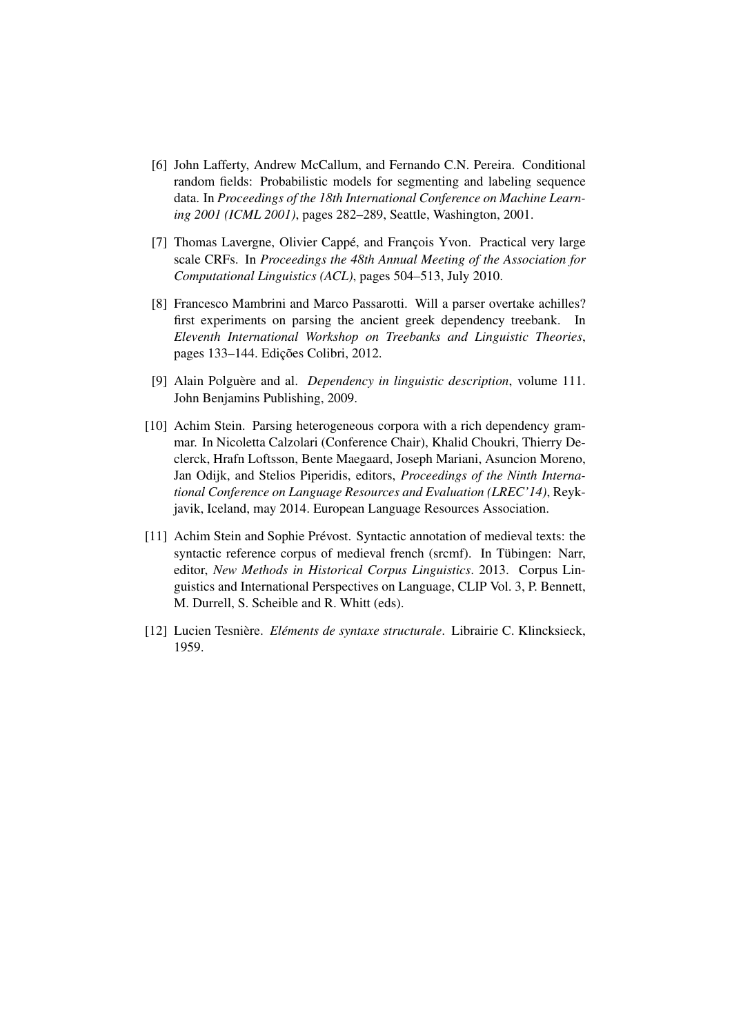[6] John Lafferty, Andrew McCallum, and Fernando C.N. Pereira. Conditional random fields: Probabilistic models for segmenting and labeling sequence data. In *Proceedings of the 18th International Conference on Machine Learning 2001 (ICML 2001)*, pages 282–289, Seattle, Washington, 2001.

[7] Thomas Lavergne, Olivier Cappé, and François Yvon. Practical very large scale CRFs. In *Proceedings the 48th Annual Meeting of the Association for Computational Linguistics (ACL)*, pages 504–513, July 2010.

[8] Francesco Mambrini and Marco Passarotti. Will a parser overtake achilles? first experiments on parsing the ancient greek dependency treebank. In *Eleventh International Workshop on Treebanks and Linguistic Theories*, pages 133–144. Edições Colibri, 2012.

[9] Alain Polguère and al. *Dependency in linguistic description*, volume 111. John Benjamins Publishing, 2009.

[10] Achim Stein. Parsing heterogeneous corpora with a rich dependency grammar. In Nicoletta Calzolari (Conference Chair), Khalid Choukri, Thierry Declerck, Hrafn Loftsson, Bente Maegaard, Joseph Mariani, Asuncion Moreno, Jan Odijk, and Stelios Piperidis, editors, *Proceedings of the Ninth International Conference on Language Resources and Evaluation (LREC'14)*, Reykjavik, Iceland, may 2014. European Language Resources Association.

[11] Achim Stein and Sophie Prévost. Syntactic annotation of medieval texts: the syntactic reference corpus of medieval french (srcmf). In Tübingen: Narr, editor, *New Methods in Historical Corpus Linguistics*. 2013. Corpus Linguistics and International Perspectives on Language, CLIP Vol. 3, P. Bennett, M. Durrell, S. Scheible and R. Whitt (eds).

[12] Lucien Tesnière. *Eléments de syntaxe structurale*. Librairie C. Klincksieck, 1959.